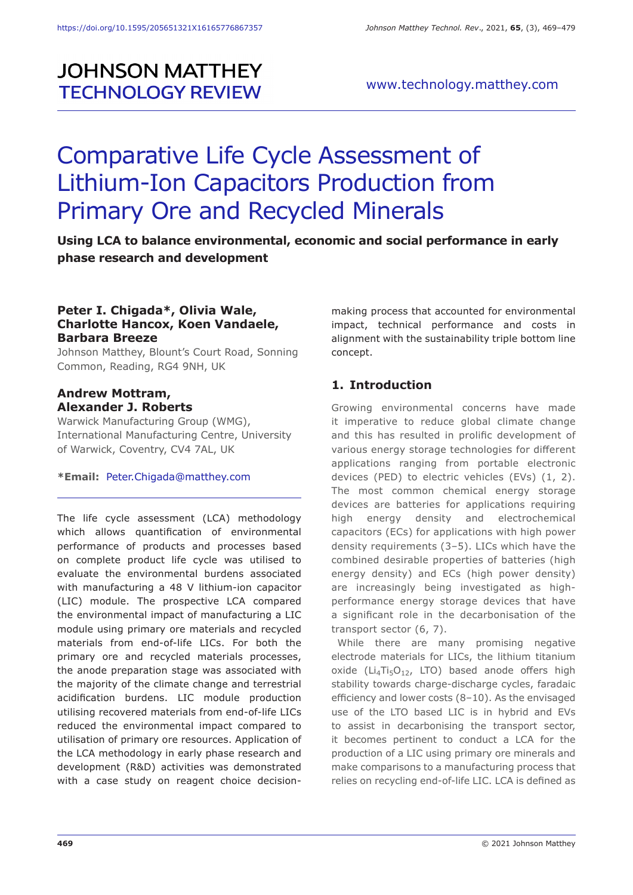# Comparative Life Cycle Assessment of Lithium-Ion Capacitors Production from Primary Ore and Recycled Minerals

**Using LCA to balance environmental, economic and social performance in early phase research and development**

**Peter I. Chigada\*, Olivia Wale, Charlotte Hancox, Koen Vandaele, Barbara Breeze**
Johnson Matthey, Blount's Court Road, Sonning Common, Reading, RG4 9NH, UK

**Andrew Mottram, Alexander J. Roberts**
Warwick Manufacturing Group (WMG), International Manufacturing Centre, University of Warwick, Coventry, CV4 7AL, UK

**\*Email:** Peter.Chigada@matthey.com

The life cycle assessment (LCA) methodology which allows quantification of environmental performance of products and processes based on complete product life cycle was utilised to evaluate the environmental burdens associated with manufacturing a 48 V lithium-ion capacitor (LIC) module. The prospective LCA compared the environmental impact of manufacturing a LIC module using primary ore materials and recycled materials from end-of-life LICs. For both the primary ore and recycled materials processes, the anode preparation stage was associated with the majority of the climate change and terrestrial acidification burdens. LIC module production utilising recovered materials from end-of-life LICs reduced the environmental impact compared to utilisation of primary ore resources. Application of the LCA methodology in early phase research and development (R&D) activities was demonstrated with a case study on reagent choice decision-making process that accounted for environmental impact, technical performance and costs in alignment with the sustainability triple bottom line concept.

## 1. Introduction

Growing environmental concerns have made it imperative to reduce global climate change and this has resulted in prolific development of various energy storage technologies for different applications ranging from portable electronic devices (PED) to electric vehicles (EVs) (1, 2). The most common chemical energy storage devices are batteries for applications requiring high energy density and electrochemical capacitors (ECs) for applications with high power density requirements (3–5). LICs which have the combined desirable properties of batteries (high energy density) and ECs (high power density) are increasingly being investigated as high-performance energy storage devices that have a significant role in the decarbonisation of the transport sector (6, 7).

While there are many promising negative electrode materials for LICs, the lithium titanium oxide ($Li_4Ti_5O_{12}$, LTO) based anode offers high stability towards charge-discharge cycles, faradaic efficiency and lower costs (8–10). As the envisaged use of the LTO based LIC is in hybrid and EVs to assist in decarbonising the transport sector, it becomes pertinent to conduct a LCA for the production of a LIC using primary ore minerals and make comparisons to a manufacturing process that relies on recycling end-of-life LIC. LCA is defined as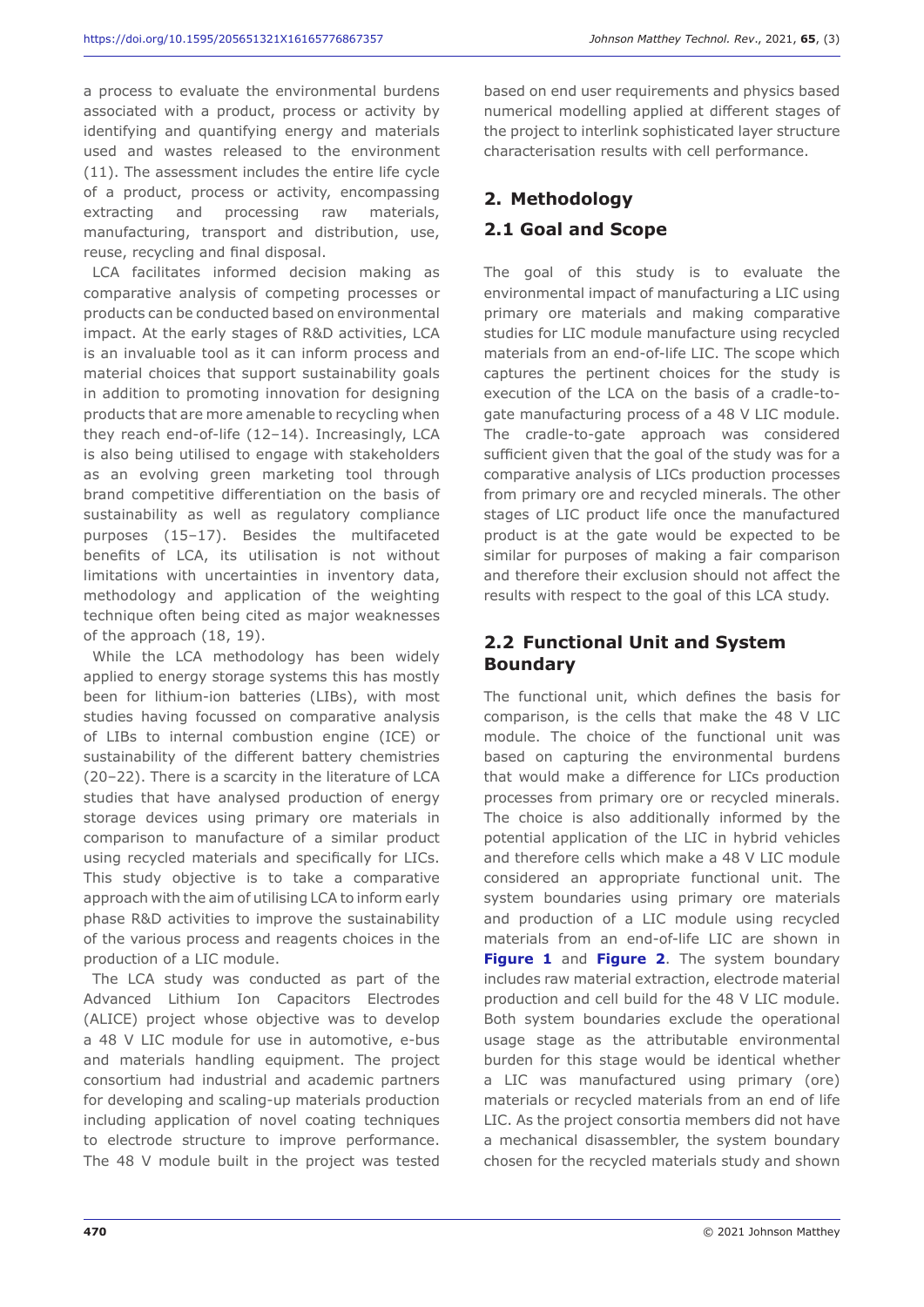a process to evaluate the environmental burdens associated with a product, process or activity by identifying and quantifying energy and materials used and wastes released to the environment (11). The assessment includes the entire life cycle of a product, process or activity, encompassing extracting and processing raw materials, manufacturing, transport and distribution, use, reuse, recycling and final disposal.

LCA facilitates informed decision making as comparative analysis of competing processes or products can be conducted based on environmental impact. At the early stages of R&D activities, LCA is an invaluable tool as it can inform process and material choices that support sustainability goals in addition to promoting innovation for designing products that are more amenable to recycling when they reach end-of-life (12–14). Increasingly, LCA is also being utilised to engage with stakeholders as an evolving green marketing tool through brand competitive differentiation on the basis of sustainability as well as regulatory compliance purposes (15–17). Besides the multifaceted benefits of LCA, its utilisation is not without limitations with uncertainties in inventory data, methodology and application of the weighting technique often being cited as major weaknesses of the approach (18, 19).

While the LCA methodology has been widely applied to energy storage systems this has mostly been for lithium-ion batteries (LIBs), with most studies having focussed on comparative analysis of LIBs to internal combustion engine (ICE) or sustainability of the different battery chemistries (20–22). There is a scarcity in the literature of LCA studies that have analysed production of energy storage devices using primary ore materials in comparison to manufacture of a similar product using recycled materials and specifically for LICs. This study objective is to take a comparative approach with the aim of utilising LCA to inform early phase R&D activities to improve the sustainability of the various process and reagents choices in the production of a LIC module.

The LCA study was conducted as part of the Advanced Lithium Ion Capacitors Electrodes (ALICE) project whose objective was to develop a 48 V LIC module for use in automotive, e-bus and materials handling equipment. The project consortium had industrial and academic partners for developing and scaling-up materials production including application of novel coating techniques to electrode structure to improve performance. The 48 V module built in the project was tested based on end user requirements and physics based numerical modelling applied at different stages of the project to interlink sophisticated layer structure characterisation results with cell performance.

## 2. Methodology

### 2.1 Goal and Scope

The goal of this study is to evaluate the environmental impact of manufacturing a LIC using primary ore materials and making comparative studies for LIC module manufacture using recycled materials from an end-of-life LIC. The scope which captures the pertinent choices for the study is execution of the LCA on the basis of a cradle-to-gate manufacturing process of a 48 V LIC module. The cradle-to-gate approach was considered sufficient given that the goal of the study was for a comparative analysis of LICs production processes from primary ore and recycled minerals. The other stages of LIC product life once the manufactured product is at the gate would be expected to be similar for purposes of making a fair comparison and therefore their exclusion should not affect the results with respect to the goal of this LCA study.

### 2.2 Functional Unit and System Boundary

The functional unit, which defines the basis for comparison, is the cells that make the 48 V LIC module. The choice of the functional unit was based on capturing the environmental burdens that would make a difference for LICs production processes from primary ore or recycled minerals. The choice is also additionally informed by the potential application of the LIC in hybrid vehicles and therefore cells which make a 48 V LIC module considered an appropriate functional unit. The system boundaries using primary ore materials and production of a LIC module using recycled materials from an end-of-life LIC are shown in **Figure 1** and **Figure 2**. The system boundary includes raw material extraction, electrode material production and cell build for the 48 V LIC module. Both system boundaries exclude the operational usage stage as the attributable environmental burden for this stage would be identical whether a LIC was manufactured using primary (ore) materials or recycled materials from an end of life LIC. As the project consortia members did not have a mechanical disassembler, the system boundary chosen for the recycled materials study and shown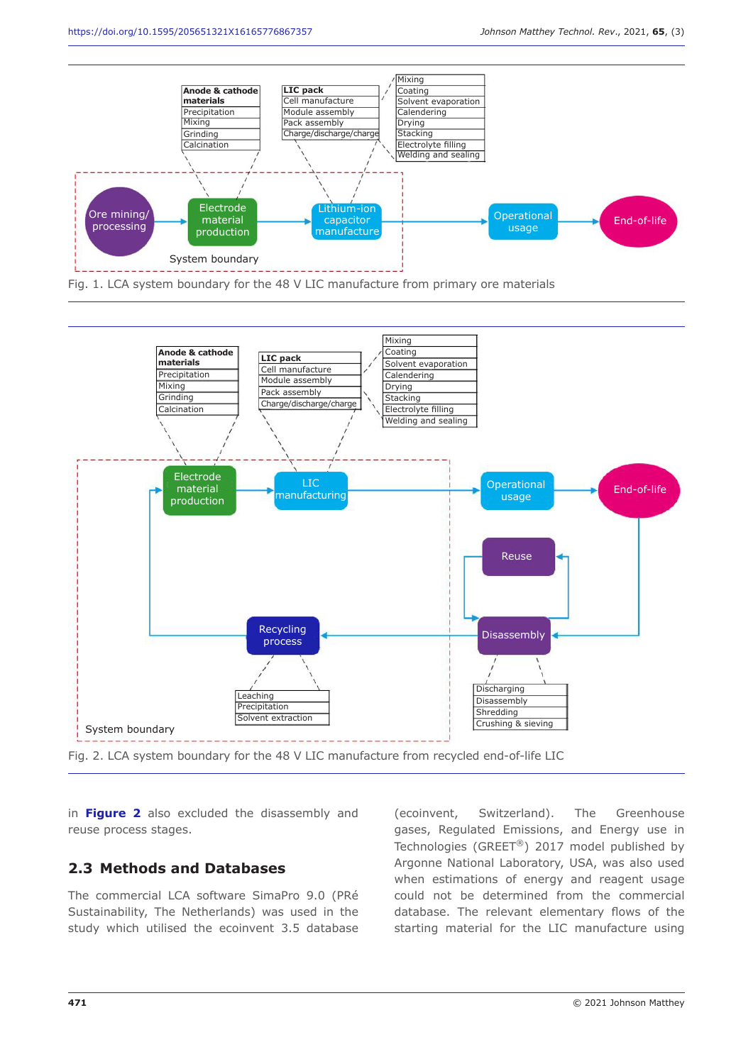Fig. 1. LCA system boundary for the 48 V LIC manufacture from primary ore materials

Fig. 2. LCA system boundary for the 48 V LIC manufacture from recycled end-of-life LIC

in **Figure 2** also excluded the disassembly and reuse process stages.

## 2.3 Methods and Databases

The commercial LCA software SimaPro 9.0 (PRé Sustainability, The Netherlands) was used in the study which utilised the ecoinvent 3.5 database (ecoinvent, Switzerland). The Greenhouse gases, Regulated Emissions, and Energy use in Technologies (GREET®) 2017 model published by Argonne National Laboratory, USA, was also used when estimations of energy and reagent usage could not be determined from the commercial database. The relevant elementary flows of the starting material for the LIC manufacture using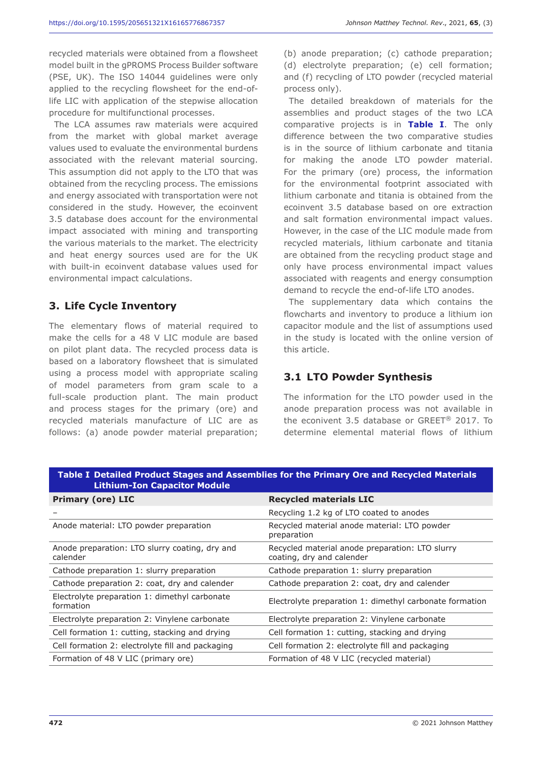recycled materials were obtained from a flowsheet model built in the gPROMS Process Builder software (PSE, UK). The ISO 14044 guidelines were only applied to the recycling flowsheet for the end-of-life LIC with application of the stepwise allocation procedure for multifunctional processes.

The LCA assumes raw materials were acquired from the market with global market average values used to evaluate the environmental burdens associated with the relevant material sourcing. This assumption did not apply to the LTO that was obtained from the recycling process. The emissions and energy associated with transportation were not considered in the study. However, the ecoinvent 3.5 database does account for the environmental impact associated with mining and transporting the various materials to the market. The electricity and heat energy sources used are for the UK with built-in ecoinvent database values used for environmental impact calculations.

## 3. Life Cycle Inventory

The elementary flows of material required to make the cells for a 48 V LIC module are based on pilot plant data. The recycled process data is based on a laboratory flowsheet that is simulated using a process model with appropriate scaling of model parameters from gram scale to a full-scale production plant. The main product and process stages for the primary (ore) and recycled materials manufacture of LIC are as follows: (a) anode powder material preparation; (b) anode preparation; (c) cathode preparation; (d) electrolyte preparation; (e) cell formation; and (f) recycling of LTO powder (recycled material process only).

The detailed breakdown of materials for the assemblies and product stages of the two LCA comparative projects is in **Table I**. The only difference between the two comparative studies is in the source of lithium carbonate and titania for making the anode LTO powder material. For the primary (ore) process, the information for the environmental footprint associated with lithium carbonate and titania is obtained from the ecoinvent 3.5 database based on ore extraction and salt formation environmental impact values. However, in the case of the LIC module made from recycled materials, lithium carbonate and titania are obtained from the recycling product stage and only have process environmental impact values associated with reagents and energy consumption demand to recycle the end-of-life LTO anodes.

The supplementary data which contains the flowcharts and inventory to produce a lithium ion capacitor module and the list of assumptions used in the study is located with the online version of this article.

### 3.1 LTO Powder Synthesis

The information for the LTO powder used in the anode preparation process was not available in the econivent 3.5 database or GREET® 2017. To determine elemental material flows of lithium

**Table I Detailed Product Stages and Assemblies for the Primary Ore and Recycled Materials Lithium-Ion Capacitor Module**

| Primary (ore) LIC | Recycled materials LIC |
|---|---|
| – | Recycling 1.2 kg of LTO coated to anodes |
| Anode material: LTO powder preparation | Recycled material anode material: LTO powder preparation |
| Anode preparation: LTO slurry coating, dry and calender | Recycled material anode preparation: LTO slurry coating, dry and calender |
| Cathode preparation 1: slurry preparation | Cathode preparation 1: slurry preparation |
| Cathode preparation 2: coat, dry and calender | Cathode preparation 2: coat, dry and calender |
| Electrolyte preparation 1: dimethyl carbonate formation | Electrolyte preparation 1: dimethyl carbonate formation |
| Electrolyte preparation 2: Vinylene carbonate | Electrolyte preparation 2: Vinylene carbonate |
| Cell formation 1: cutting, stacking and drying | Cell formation 1: cutting, stacking and drying |
| Cell formation 2: electrolyte fill and packaging | Cell formation 2: electrolyte fill and packaging |
| Formation of 48 V LIC (primary ore) | Formation of 48 V LIC (recycled material) |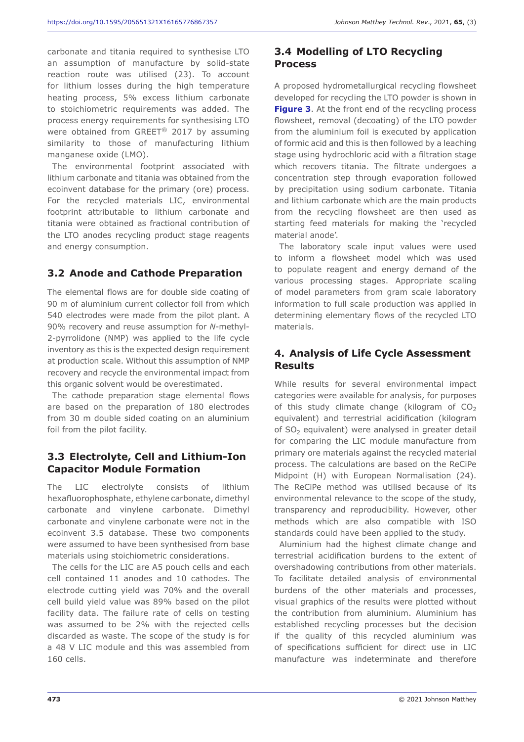carbonate and titania required to synthesise LTO an assumption of manufacture by solid-state reaction route was utilised (23). To account for lithium losses during the high temperature heating process, 5% excess lithium carbonate to stoichiometric requirements was added. The process energy requirements for synthesising LTO were obtained from GREET® 2017 by assuming similarity to those of manufacturing lithium manganese oxide (LMO).

The environmental footprint associated with lithium carbonate and titania was obtained from the ecoinvent database for the primary (ore) process. For the recycled materials LIC, environmental footprint attributable to lithium carbonate and titania were obtained as fractional contribution of the LTO anodes recycling product stage reagents and energy consumption.

## 3.2 Anode and Cathode Preparation

The elemental flows are for double side coating of 90 m of aluminium current collector foil from which 540 electrodes were made from the pilot plant. A 90% recovery and reuse assumption for *N*-methyl-2-pyrrolidone (NMP) was applied to the life cycle inventory as this is the expected design requirement at production scale. Without this assumption of NMP recovery and recycle the environmental impact from this organic solvent would be overestimated.

The cathode preparation stage elemental flows are based on the preparation of 180 electrodes from 30 m double sided coating on an aluminium foil from the pilot facility.

## 3.3 Electrolyte, Cell and Lithium-Ion Capacitor Module Formation

The LIC electrolyte consists of lithium hexafluorophosphate, ethylene carbonate, dimethyl carbonate and vinylene carbonate. Dimethyl carbonate and vinylene carbonate were not in the ecoinvent 3.5 database. These two components were assumed to have been synthesised from base materials using stoichiometric considerations.

The cells for the LIC are A5 pouch cells and each cell contained 11 anodes and 10 cathodes. The electrode cutting yield was 70% and the overall cell build yield value was 89% based on the pilot facility data. The failure rate of cells on testing was assumed to be 2% with the rejected cells discarded as waste. The scope of the study is for a 48 V LIC module and this was assembled from 160 cells.

## 3.4 Modelling of LTO Recycling Process

A proposed hydrometallurgical recycling flowsheet developed for recycling the LTO powder is shown in **Figure 3**. At the front end of the recycling process flowsheet, removal (decoating) of the LTO powder from the aluminium foil is executed by application of formic acid and this is then followed by a leaching stage using hydrochloric acid with a filtration stage which recovers titania. The filtrate undergoes a concentration step through evaporation followed by precipitation using sodium carbonate. Titania and lithium carbonate which are the main products from the recycling flowsheet are then used as starting feed materials for making the 'recycled material anode'.

The laboratory scale input values were used to inform a flowsheet model which was used to populate reagent and energy demand of the various processing stages. Appropriate scaling of model parameters from gram scale laboratory information to full scale production was applied in determining elementary flows of the recycled LTO materials.

# 4. Analysis of Life Cycle Assessment Results

While results for several environmental impact categories were available for analysis, for purposes of this study climate change (kilogram of $CO_2$ equivalent) and terrestrial acidification (kilogram of $SO_2$ equivalent) were analysed in greater detail for comparing the LIC module manufacture from primary ore materials against the recycled material process. The calculations are based on the ReCiPe Midpoint (H) with European Normalisation (24). The ReCiPe method was utilised because of its environmental relevance to the scope of the study, transparency and reproducibility. However, other methods which are also compatible with ISO standards could have been applied to the study.

Aluminium had the highest climate change and terrestrial acidification burdens to the extent of overshadowing contributions from other materials. To facilitate detailed analysis of environmental burdens of the other materials and processes, visual graphics of the results were plotted without the contribution from aluminium. Aluminium has established recycling processes but the decision if the quality of this recycled aluminium was of specifications sufficient for direct use in LIC manufacture was indeterminate and therefore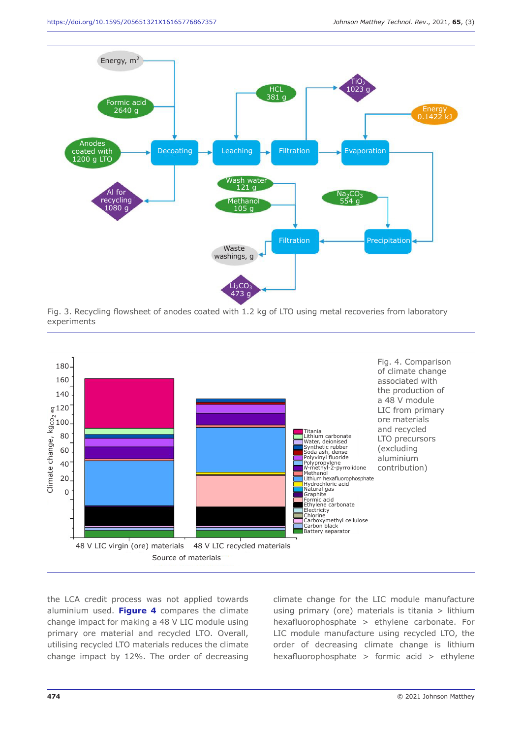Fig. 3. Recycling flowsheet of anodes coated with 1.2 kg of LTO using metal recoveries from laboratory experiments

Fig. 4. Comparison of climate change associated with the production of a 48 V module LIC from primary ore materials and recycled LTO precursors (excluding aluminium contribution)

the LCA credit process was not applied towards aluminium used. **Figure 4** compares the climate change impact for making a 48 V LIC module using primary ore material and recycled LTO. Overall, utilising recycled LTO materials reduces the climate change impact by 12%. The order of decreasing climate change for the LIC module manufacture using primary (ore) materials is titania > lithium hexafluorophosphate > ethylene carbonate. For LIC module manufacture using recycled LTO, the order of decreasing climate change is lithium hexafluorophosphate > formic acid > ethylene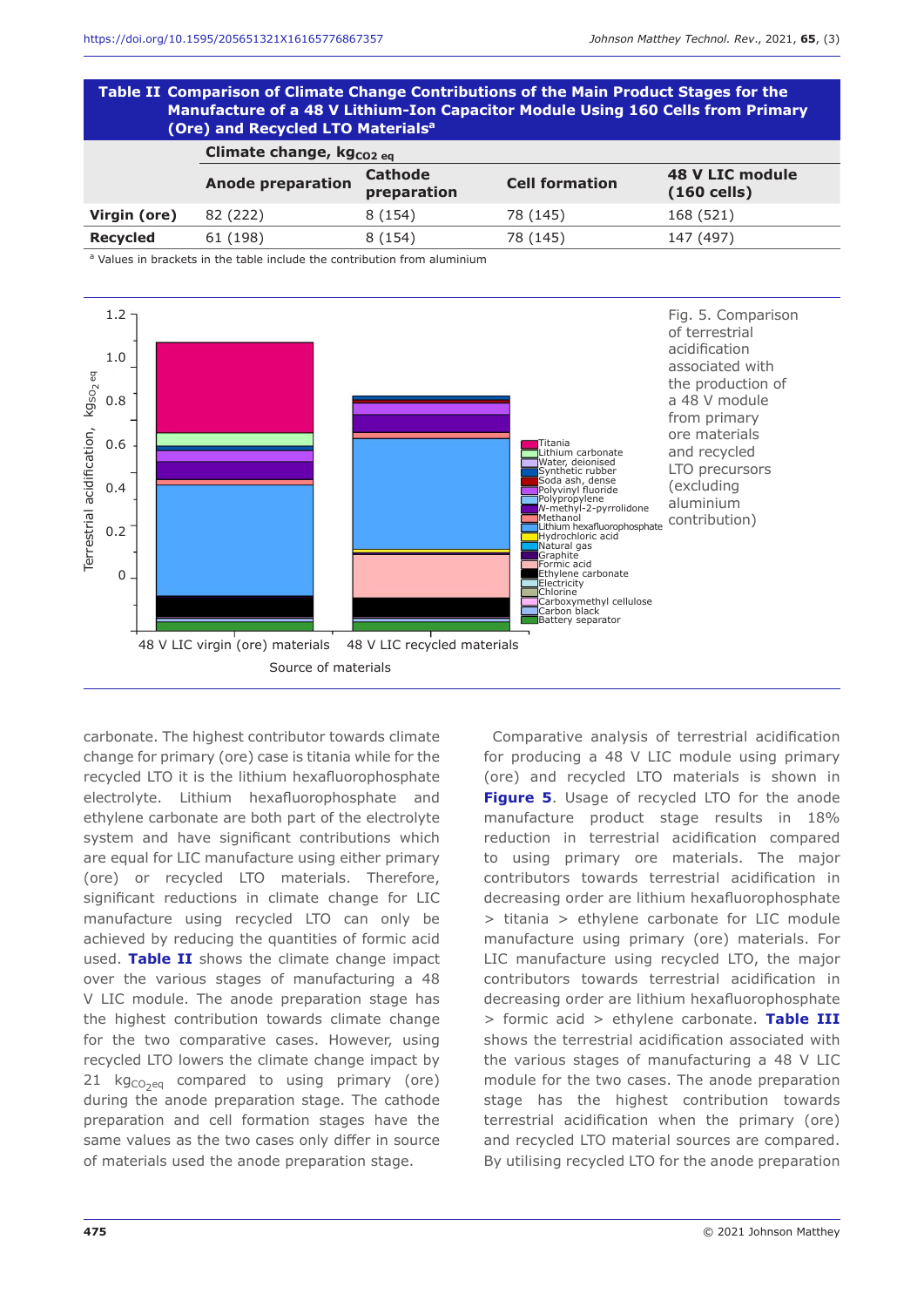**Table II Comparison of Climate Change Contributions of the Main Product Stages for the Manufacture of a 48 V Lithium-Ion Capacitor Module Using 160 Cells from Primary (Ore) and Recycled LTO Materials[a]**

| | Climate change, $kg_{CO_2\,eq}$ | | | |
|---|---|---|---|---|
| | **Anode preparation** | **Cathode preparation** | **Cell formation** | **48 V LIC module (160 cells)** |
| **Virgin (ore)** | 82 (222) | 8 (154) | 78 (145) | 168 (521) |
| **Recycled** | 61 (198) | 8 (154) | 78 (145) | 147 (497) |

[a] Values in brackets in the table include the contribution from aluminium

Fig. 5. Comparison of terrestrial acidification associated with the production of a 48 V module from primary ore materials and recycled LTO precursors (excluding aluminium contribution)

carbonate. The highest contributor towards climate change for primary (ore) case is titania while for the recycled LTO it is the lithium hexafluorophosphate electrolyte. Lithium hexafluorophosphate and ethylene carbonate are both part of the electrolyte system and have significant contributions which are equal for LIC manufacture using either primary (ore) or recycled LTO materials. Therefore, significant reductions in climate change for LIC manufacture using recycled LTO can only be achieved by reducing the quantities of formic acid used. **Table II** shows the climate change impact over the various stages of manufacturing a 48 V LIC module. The anode preparation stage has the highest contribution towards climate change for the two comparative cases. However, using recycled LTO lowers the climate change impact by 21 $kg_{CO_2eq}$ compared to using primary (ore) during the anode preparation stage. The cathode preparation and cell formation stages have the same values as the two cases only differ in source of materials used the anode preparation stage.

Comparative analysis of terrestrial acidification for producing a 48 V LIC module using primary (ore) and recycled LTO materials is shown in **Figure 5**. Usage of recycled LTO for the anode manufacture product stage results in 18% reduction in terrestrial acidification compared to using primary ore materials. The major contributors towards terrestrial acidification in decreasing order are lithium hexafluorophosphate > titania > ethylene carbonate for LIC module manufacture using primary (ore) materials. For LIC manufacture using recycled LTO, the major contributors towards terrestrial acidification in decreasing order are lithium hexafluorophosphate > formic acid > ethylene carbonate. **Table III** shows the terrestrial acidification associated with the various stages of manufacturing a 48 V LIC module for the two cases. The anode preparation stage has the highest contribution towards terrestrial acidification when the primary (ore) and recycled LTO material sources are compared. By utilising recycled LTO for the anode preparation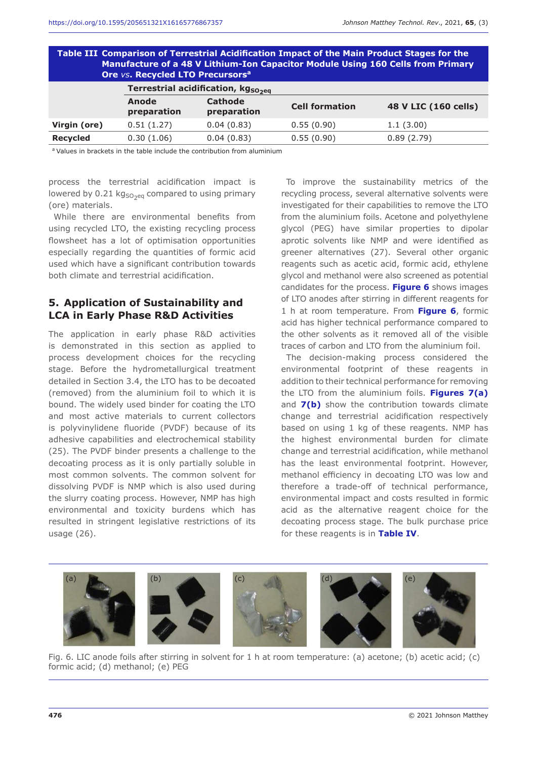**Table III Comparison of Terrestrial Acidification Impact of the Main Product Stages for the Manufacture of a 48 V Lithium-Ion Capacitor Module Using 160 Cells from Primary Ore *vs.* Recycled LTO Precursors[a]**

| | Terrestrial acidification, $kg_{SO_2eq}$ | | | |
|---|---|---|---|---|
| | Anode preparation | Cathode preparation | Cell formation | 48 V LIC (160 cells) |
| Virgin (ore) | 0.51 (1.27) | 0.04 (0.83) | 0.55 (0.90) | 1.1 (3.00) |
| Recycled | 0.30 (1.06) | 0.04 (0.83) | 0.55 (0.90) | 0.89 (2.79) |

[a] Values in brackets in the table include the contribution from aluminium

process the terrestrial acidification impact is lowered by 0.21 $kg_{SO_2eq}$ compared to using primary (ore) materials.

While there are environmental benefits from using recycled LTO, the existing recycling process flowsheet has a lot of optimisation opportunities especially regarding the quantities of formic acid used which have a significant contribution towards both climate and terrestrial acidification.

## 5. Application of Sustainability and LCA in Early Phase R&D Activities

The application in early phase R&D activities is demonstrated in this section as applied to process development choices for the recycling stage. Before the hydrometallurgical treatment detailed in Section 3.4, the LTO has to be decoated (removed) from the aluminium foil to which it is bound. The widely used binder for coating the LTO and most active materials to current collectors is polyvinylidene fluoride (PVDF) because of its adhesive capabilities and electrochemical stability (25). The PVDF binder presents a challenge to the decoating process as it is only partially soluble in most common solvents. The common solvent for dissolving PVDF is NMP which is also used during the slurry coating process. However, NMP has high environmental and toxicity burdens which has resulted in stringent legislative restrictions of its usage (26).

To improve the sustainability metrics of the recycling process, several alternative solvents were investigated for their capabilities to remove the LTO from the aluminium foils. Acetone and polyethylene glycol (PEG) have similar properties to dipolar aprotic solvents like NMP and were identified as greener alternatives (27). Several other organic reagents such as acetic acid, formic acid, ethylene glycol and methanol were also screened as potential candidates for the process. **Figure 6** shows images of LTO anodes after stirring in different reagents for 1 h at room temperature. From **Figure 6**, formic acid has higher technical performance compared to the other solvents as it removed all of the visible traces of carbon and LTO from the aluminium foil.

The decision-making process considered the environmental footprint of these reagents in addition to their technical performance for removing the LTO from the aluminium foils. **Figures 7(a)** and **7(b)** show the contribution towards climate change and terrestrial acidification respectively based on using 1 kg of these reagents. NMP has the highest environmental burden for climate change and terrestrial acidification, while methanol has the least environmental footprint. However, methanol efficiency in decoating LTO was low and therefore a trade-off of technical performance, environmental impact and costs resulted in formic acid as the alternative reagent choice for the decoating process stage. The bulk purchase price for these reagents is in **Table IV**.

Fig. 6. LIC anode foils after stirring in solvent for 1 h at room temperature: (a) acetone; (b) acetic acid; (c) formic acid; (d) methanol; (e) PEG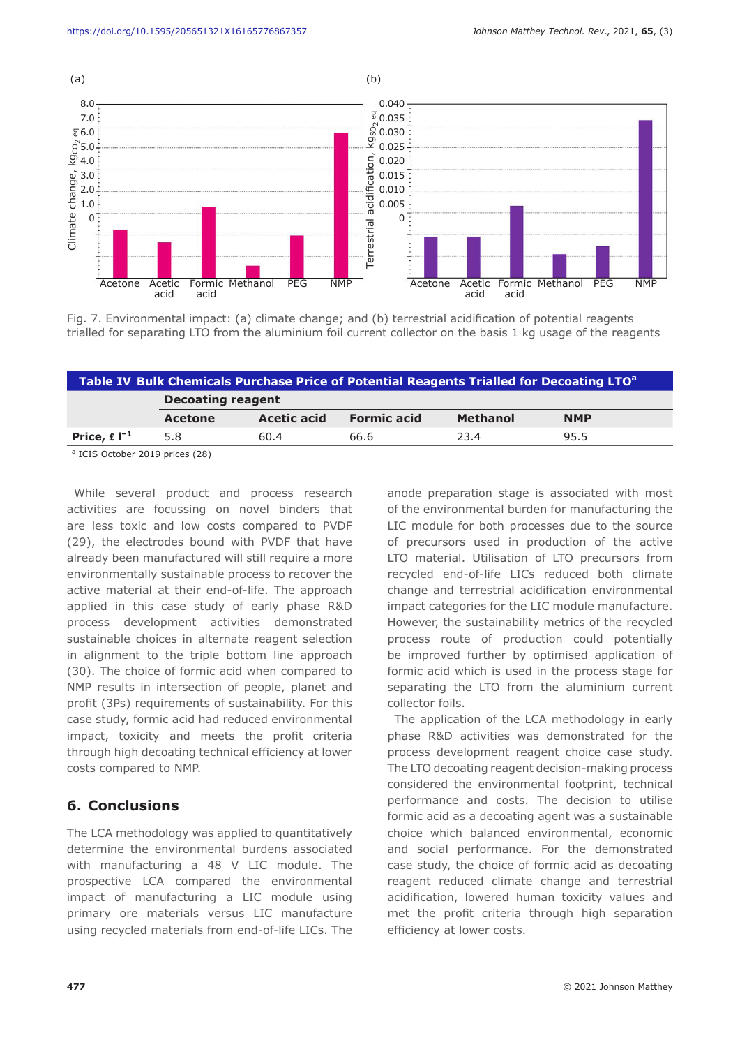Fig. 7. Environmental impact: (a) climate change; and (b) terrestrial acidification of potential reagents trialled for separating LTO from the aluminium foil current collector on the basis 1 kg usage of the reagents

**Table IV Bulk Chemicals Purchase Price of Potential Reagents Trialled for Decoating LTO[a]**

| | Decoating reagent | | | | |
|---|---|---|---|---|---|
| | **Acetone** | **Acetic acid** | **Formic acid** | **Methanol** | **NMP** |
| **Price, £ $l^{-1}$** | 5.8 | 60.4 | 66.6 | 23.4 | 95.5 |

[a] ICIS October 2019 prices (28)

While several product and process research activities are focussing on novel binders that are less toxic and low costs compared to PVDF (29), the electrodes bound with PVDF that have already been manufactured will still require a more environmentally sustainable process to recover the active material at their end-of-life. The approach applied in this case study of early phase R&D process development activities demonstrated sustainable choices in alternate reagent selection in alignment to the triple bottom line approach (30). The choice of formic acid when compared to NMP results in intersection of people, planet and profit (3Ps) requirements of sustainability. For this case study, formic acid had reduced environmental impact, toxicity and meets the profit criteria through high decoating technical efficiency at lower costs compared to NMP.

## 6. Conclusions

The LCA methodology was applied to quantitatively determine the environmental burdens associated with manufacturing a 48 V LIC module. The prospective LCA compared the environmental impact of manufacturing a LIC module using primary ore materials versus LIC manufacture using recycled materials from end-of-life LICs. The anode preparation stage is associated with most of the environmental burden for manufacturing the LIC module for both processes due to the source of precursors used in production of the active LTO material. Utilisation of LTO precursors from recycled end-of-life LICs reduced both climate change and terrestrial acidification environmental impact categories for the LIC module manufacture. However, the sustainability metrics of the recycled process route of production could potentially be improved further by optimised application of formic acid which is used in the process stage for separating the LTO from the aluminium current collector foils.

The application of the LCA methodology in early phase R&D activities was demonstrated for the process development reagent choice case study. The LTO decoating reagent decision-making process considered the environmental footprint, technical performance and costs. The decision to utilise formic acid as a decoating agent was a sustainable choice which balanced environmental, economic and social performance. For the demonstrated case study, the choice of formic acid as decoating reagent reduced climate change and terrestrial acidification, lowered human toxicity values and met the profit criteria through high separation efficiency at lower costs.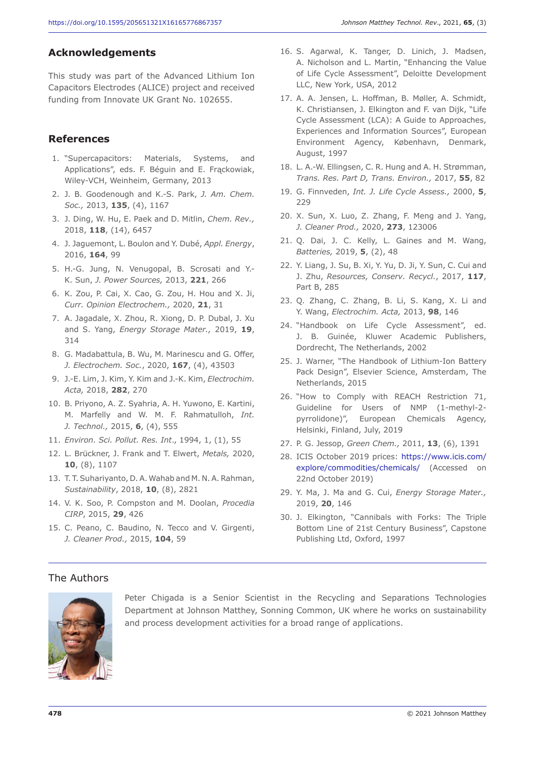## Acknowledgements

This study was part of the Advanced Lithium Ion Capacitors Electrodes (ALICE) project and received funding from Innovate UK Grant No. 102655.

## References

1. "Supercapacitors: Materials, Systems, and Applications", eds. F. Béguin and E. Frąckowiak, Wiley-VCH, Weinheim, Germany, 2013
2. J. B. Goodenough and K.-S. Park, *J. Am. Chem. Soc.*, 2013, **135**, (4), 1167
3. J. Ding, W. Hu, E. Paek and D. Mitlin, *Chem. Rev.*, 2018, **118**, (14), 6457
4. J. Jaguemont, L. Boulon and Y. Dubé, *Appl. Energy*, 2016, **164**, 99
5. H.-G. Jung, N. Venugopal, B. Scrosati and Y.-K. Sun, *J. Power Sources,* 2013, **221**, 266
6. K. Zou, P. Cai, X. Cao, G. Zou, H. Hou and X. Ji, *Curr. Opinion Electrochem.*, 2020, **21**, 31
7. A. Jagadale, X. Zhou, R. Xiong, D. P. Dubal, J. Xu and S. Yang, *Energy Storage Mater.*, 2019, **19**, 314
8. G. Madabattula, B. Wu, M. Marinescu and G. Offer, *J. Electrochem. Soc.*, 2020, **167**, (4), 43503
9. J.-E. Lim, J. Kim, Y. Kim and J.-K. Kim, *Electrochim. Acta,* 2018, **282**, 270
10. B. Priyono, A. Z. Syahria, A. H. Yuwono, E. Kartini, M. Marfelly and W. M. F. Rahmatulloh, *Int. J. Technol.*, 2015, **6**, (4), 555
11. *Environ. Sci. Pollut. Res. Int.*, 1994, 1, (1), 55
12. L. Brückner, J. Frank and T. Elwert, *Metals,* 2020, **10**, (8), 1107
13. T. T. Suhariyanto, D. A. Wahab and M. N. A. Rahman, *Sustainability*, 2018, **10**, (8), 2821
14. V. K. Soo, P. Compston and M. Doolan, *Procedia CIRP*, 2015, **29**, 426
15. C. Peano, C. Baudino, N. Tecco and V. Girgenti, *J. Cleaner Prod.*, 2015, **104**, 59
16. S. Agarwal, K. Tanger, D. Linich, J. Madsen, A. Nicholson and L. Martin, "Enhancing the Value of Life Cycle Assessment", Deloitte Development LLC, New York, USA, 2012
17. A. A. Jensen, L. Hoffman, B. Møller, A. Schmidt, K. Christiansen, J. Elkington and F. van Dijk, "Life Cycle Assessment (LCA): A Guide to Approaches, Experiences and Information Sources", European Environment Agency, København, Denmark, August, 1997
18. L. A.-W. Ellingsen, C. R. Hung and A. H. Strømman, *Trans. Res. Part D, Trans. Environ.*, 2017, **55**, 82
19. G. Finnveden, *Int. J. Life Cycle Assess.*, 2000, **5**, 229
20. X. Sun, X. Luo, Z. Zhang, F. Meng and J. Yang, *J. Cleaner Prod.*, 2020, **273**, 123006
21. Q. Dai, J. C. Kelly, L. Gaines and M. Wang, *Batteries,* 2019, **5**, (2), 48
22. Y. Liang, J. Su, B. Xi, Y. Yu, D. Ji, Y. Sun, C. Cui and J. Zhu, *Resources, Conserv. Recycl.*, 2017, **117**, Part B, 285
23. Q. Zhang, C. Zhang, B. Li, S. Kang, X. Li and Y. Wang, *Electrochim. Acta,* 2013, **98**, 146
24. "Handbook on Life Cycle Assessment", ed. J. B. Guinée, Kluwer Academic Publishers, Dordrecht, The Netherlands, 2002
25. J. Warner, "The Handbook of Lithium-Ion Battery Pack Design", Elsevier Science, Amsterdam, The Netherlands, 2015
26. "How to Comply with REACH Restriction 71, Guideline for Users of NMP (1-methyl-2-pyrrolidone)", European Chemicals Agency, Helsinki, Finland, July, 2019
27. P. G. Jessop, *Green Chem.*, 2011, **13**, (6), 1391
28. ICIS October 2019 prices: https://www.icis.com/explore/commodities/chemicals/ (Accessed on 22nd October 2019)
29. Y. Ma, J. Ma and G. Cui, *Energy Storage Mater.*, 2019, **20**, 146
30. J. Elkington, "Cannibals with Forks: The Triple Bottom Line of 21st Century Business", Capstone Publishing Ltd, Oxford, 1997

## The Authors

Peter Chigada is a Senior Scientist in the Recycling and Separations Technologies Department at Johnson Matthey, Sonning Common, UK where he works on sustainability and process development activities for a broad range of applications.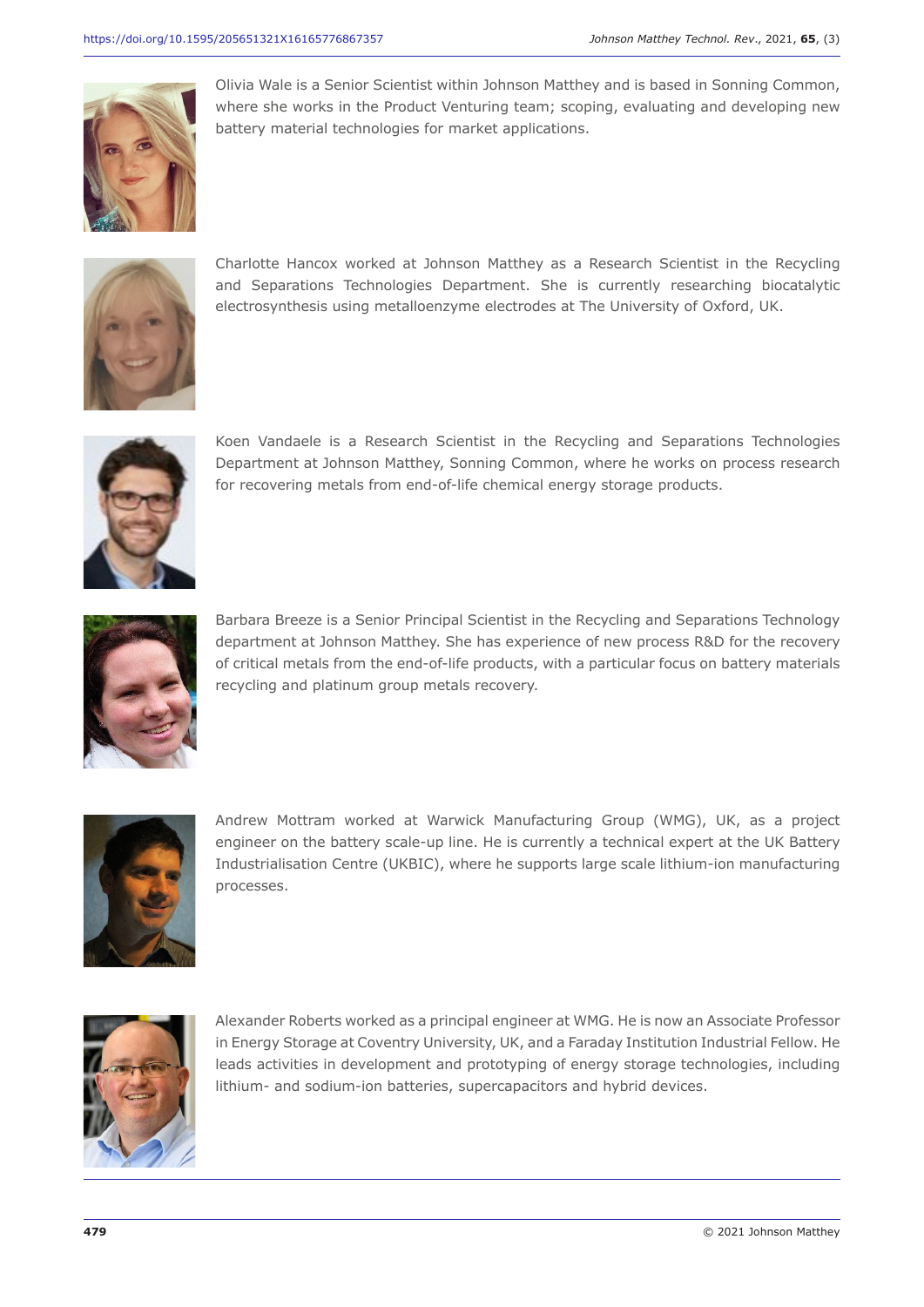Olivia Wale is a Senior Scientist within Johnson Matthey and is based in Sonning Common, where she works in the Product Venturing team; scoping, evaluating and developing new battery material technologies for market applications.

Charlotte Hancox worked at Johnson Matthey as a Research Scientist in the Recycling and Separations Technologies Department. She is currently researching biocatalytic electrosynthesis using metalloenzyme electrodes at The University of Oxford, UK.

Koen Vandaele is a Research Scientist in the Recycling and Separations Technologies Department at Johnson Matthey, Sonning Common, where he works on process research for recovering metals from end-of-life chemical energy storage products.

Barbara Breeze is a Senior Principal Scientist in the Recycling and Separations Technology department at Johnson Matthey. She has experience of new process R&D for the recovery of critical metals from the end-of-life products, with a particular focus on battery materials recycling and platinum group metals recovery.

Andrew Mottram worked at Warwick Manufacturing Group (WMG), UK, as a project engineer on the battery scale-up line. He is currently a technical expert at the UK Battery Industrialisation Centre (UKBIC), where he supports large scale lithium-ion manufacturing processes.

Alexander Roberts worked as a principal engineer at WMG. He is now an Associate Professor in Energy Storage at Coventry University, UK, and a Faraday Institution Industrial Fellow. He leads activities in development and prototyping of energy storage technologies, including lithium- and sodium-ion batteries, supercapacitors and hybrid devices.